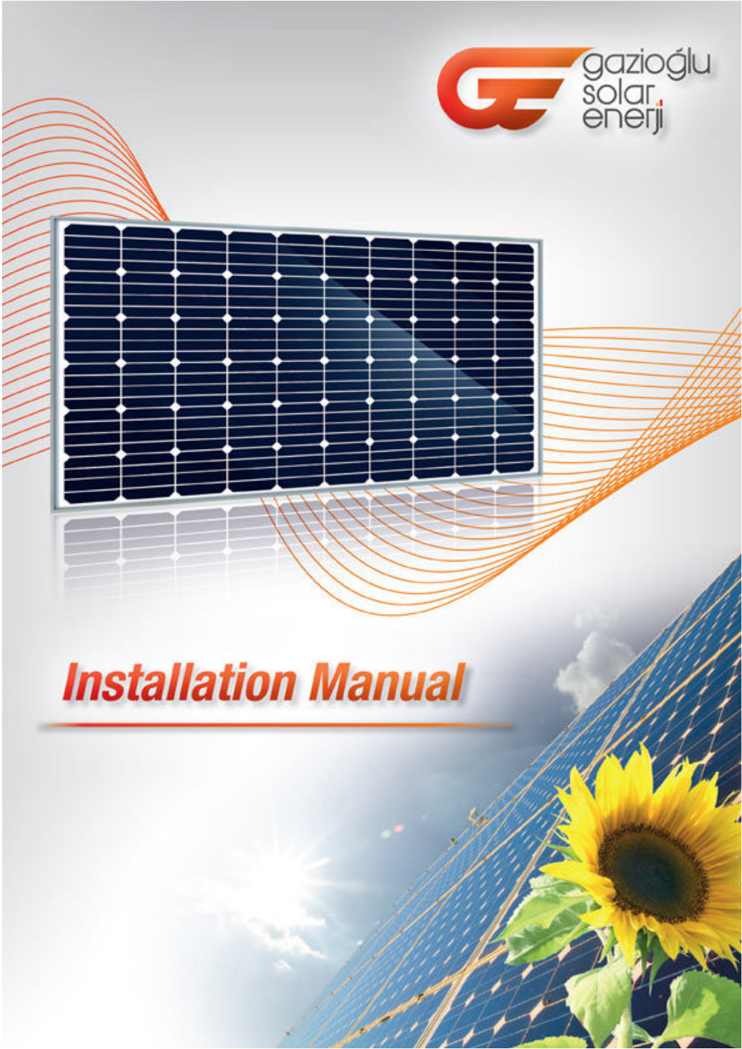gazioğlu solar enerji

# Installation Manual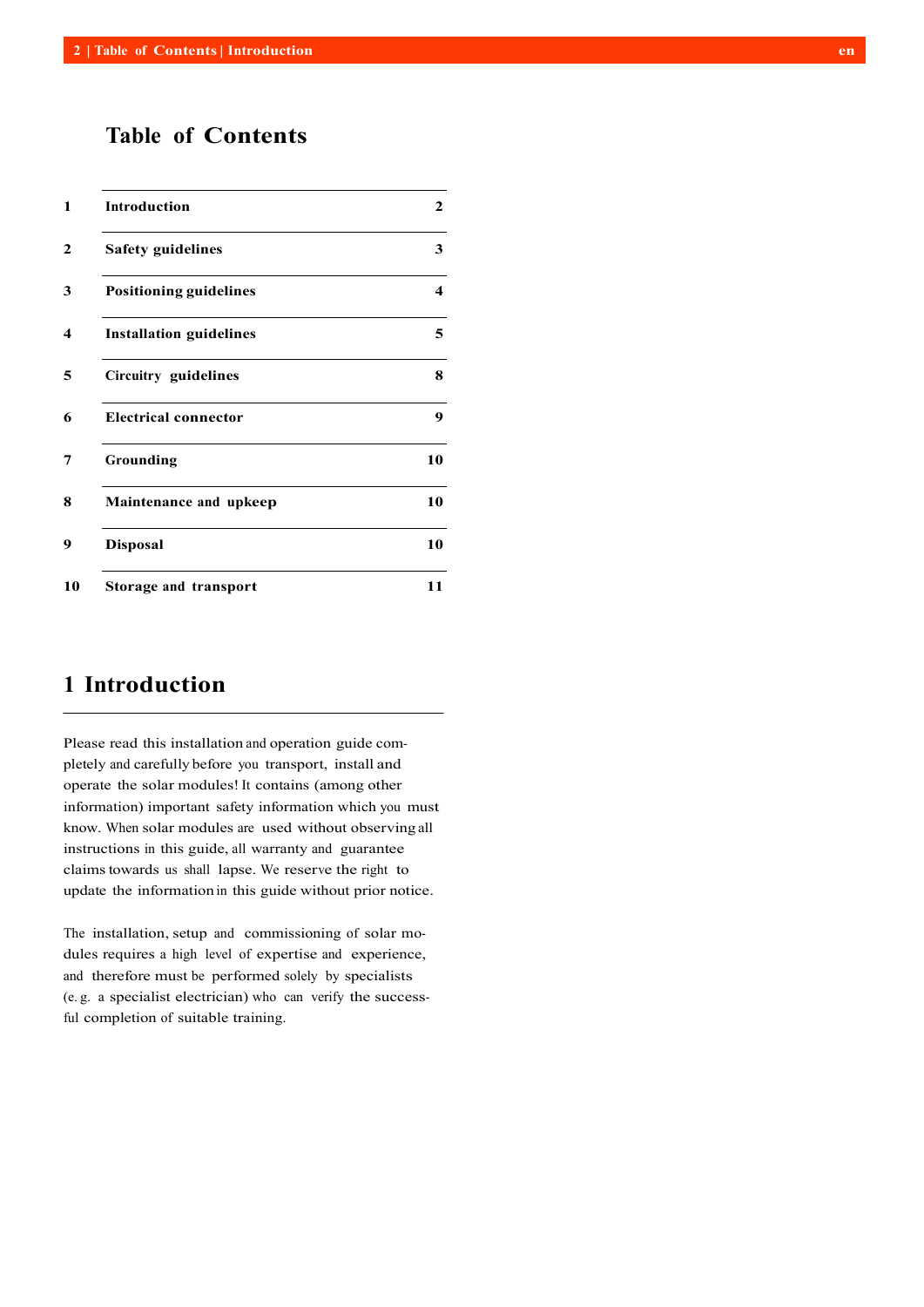# Table of Contents

| | | |
|---|---|---|
| 1 | **Introduction** | 2 |
| 2 | **Safety guidelines** | 3 |
| 3 | **Positioning guidelines** | 4 |
| 4 | **Installation guidelines** | 5 |
| 5 | **Circuitry guidelines** | 8 |
| 6 | **Electrical connector** | 9 |
| 7 | **Grounding** | 10 |
| 8 | **Maintenance and upkeep** | 10 |
| 9 | **Disposal** | 10 |
| 10 | **Storage and transport** | 11 |

# 1 Introduction

Please read this installation and operation guide completely and carefully before you transport, install and operate the solar modules! It contains (among other information) important safety information which you must know. When solar modules are used without observing all instructions in this guide, all warranty and guarantee claims towards us shall lapse. We reserve the right to update the information in this guide without prior notice.

The installation, setup and commissioning of solar modules requires a high level of expertise and experience, and therefore must be performed solely by specialists (e. g. a specialist electrician) who can verify the successful completion of suitable training.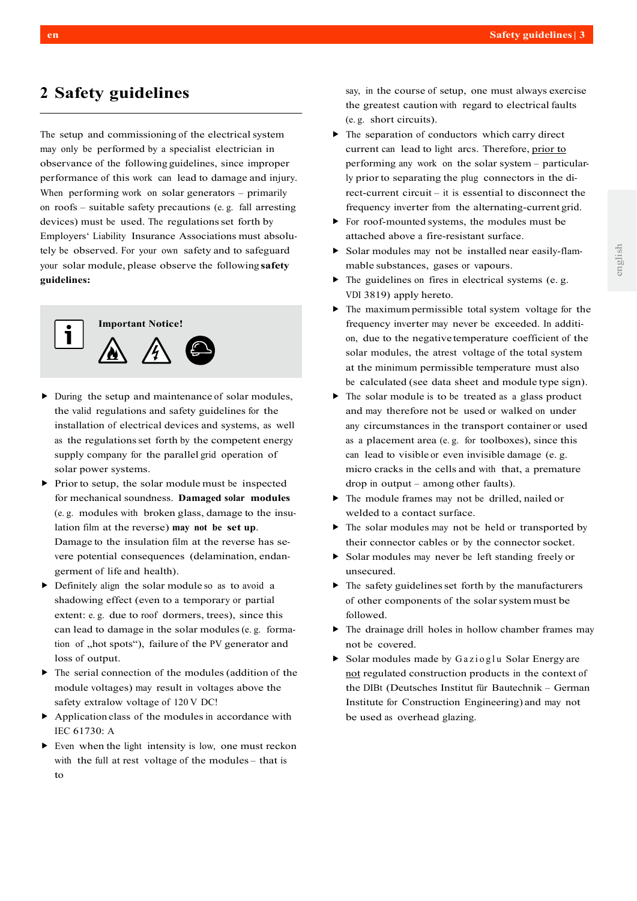## 2 Safety guidelines

The setup and commissioning of the electrical system may only be performed by a specialist electrician in observance of the following guidelines, since improper performance of this work can lead to damage and injury. When performing work on solar generators – primarily on roofs – suitable safety precautions (e. g. fall arresting devices) must be used. The regulations set forth by Employers' Liability Insurance Associations must absolutely be observed. For your own safety and to safeguard your solar module, please observe the following **safety guidelines:**

**Important Notice!**

- During the setup and maintenance of solar modules, the valid regulations and safety guidelines for the installation of electrical devices and systems, as well as the regulations set forth by the competent energy supply company for the parallel grid operation of solar power systems.
- Prior to setup, the solar module must be inspected for mechanical soundness. **Damaged solar modules** (e. g. modules with broken glass, damage to the insulation film at the reverse) **may not be set up**. Damage to the insulation film at the reverse has severe potential consequences (delamination, endangerment of life and health).
- Definitely align the solar module so as to avoid a shadowing effect (even to a temporary or partial extent: e. g. due to roof dormers, trees), since this can lead to damage in the solar modules (e. g. formation of „hot spots"), failure of the PV generator and loss of output.
- The serial connection of the modules (addition of the module voltages) may result in voltages above the safety extralow voltage of 120 V DC!
- Application class of the modules in accordance with IEC 61730: A
- Even when the light intensity is low, one must reckon with the full at rest voltage of the modules – that is to say, in the course of setup, one must always exercise the greatest caution with regard to electrical faults (e. g. short circuits).
- The separation of conductors which carry direct current can lead to light arcs. Therefore, prior to performing any work on the solar system – particularly prior to separating the plug connectors in the direct-current circuit – it is essential to disconnect the frequency inverter from the alternating-current grid.
- For roof-mounted systems, the modules must be attached above a fire-resistant surface.
- Solar modules may not be installed near easily-flammable substances, gases or vapours.
- The guidelines on fires in electrical systems (e. g. VDI 3819) apply hereto.
- The maximum permissible total system voltage for the frequency inverter may never be exceeded. In addition, due to the negative temperature coefficient of the solar modules, the atrest voltage of the total system at the minimum permissible temperature must also be calculated (see data sheet and module type sign).
- The solar module is to be treated as a glass product and may therefore not be used or walked on under any circumstances in the transport container or used as a placement area (e. g. for toolboxes), since this can lead to visible or even invisible damage (e. g. micro cracks in the cells and with that, a premature drop in output – among other faults).
- The module frames may not be drilled, nailed or welded to a contact surface.
- The solar modules may not be held or transported by their connector cables or by the connector socket.
- Solar modules may never be left standing freely or unsecured.
- The safety guidelines set forth by the manufacturers of other components of the solar system must be followed.
- The drainage drill holes in hollow chamber frames may not be covered.
- Solar modules made by Gazioglu Solar Energy are not regulated construction products in the context of the DIBt (Deutsches Institut für Bautechnik – German Institute for Construction Engineering) and may not be used as overhead glazing.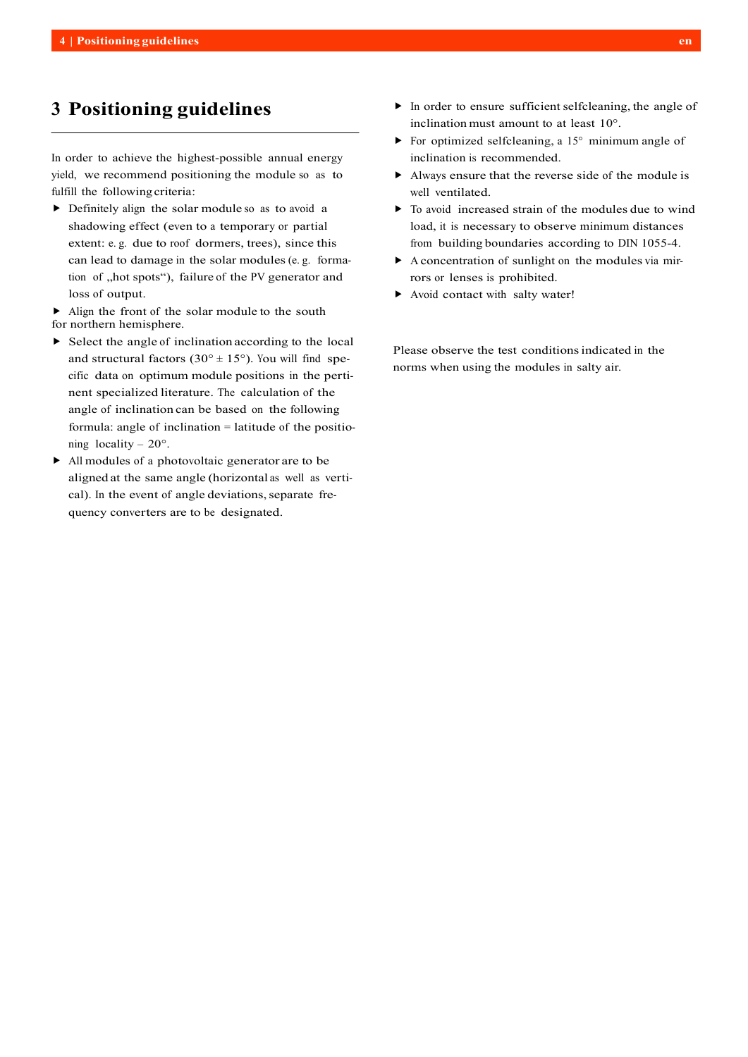# 3 Positioning guidelines

In order to achieve the highest-possible annual energy yield, we recommend positioning the module so as to fulfill the following criteria:

- Definitely align the solar module so as to avoid a shadowing effect (even to a temporary or partial extent: e. g. due to roof dormers, trees), since this can lead to damage in the solar modules (e. g. formation of „hot spots“), failure of the PV generator and loss of output.
- Align the front of the solar module to the south for northern hemisphere.
- Select the angle of inclination according to the local and structural factors (30° ± 15°). You will find specific data on optimum module positions in the pertinent specialized literature. The calculation of the angle of inclination can be based on the following formula: angle of inclination = latitude of the positioning locality – 20°.
- All modules of a photovoltaic generator are to be aligned at the same angle (horizontal as well as vertical). In the event of angle deviations, separate frequency converters are to be designated.
- In order to ensure sufficient selfcleaning, the angle of inclination must amount to at least 10°.
- For optimized selfcleaning, a 15° minimum angle of inclination is recommended.
- Always ensure that the reverse side of the module is well ventilated.
- To avoid increased strain of the modules due to wind load, it is necessary to observe minimum distances from building boundaries according to DIN 1055-4.
- A concentration of sunlight on the modules via mirrors or lenses is prohibited.
- Avoid contact with salty water!

Please observe the test conditions indicated in the norms when using the modules in salty air.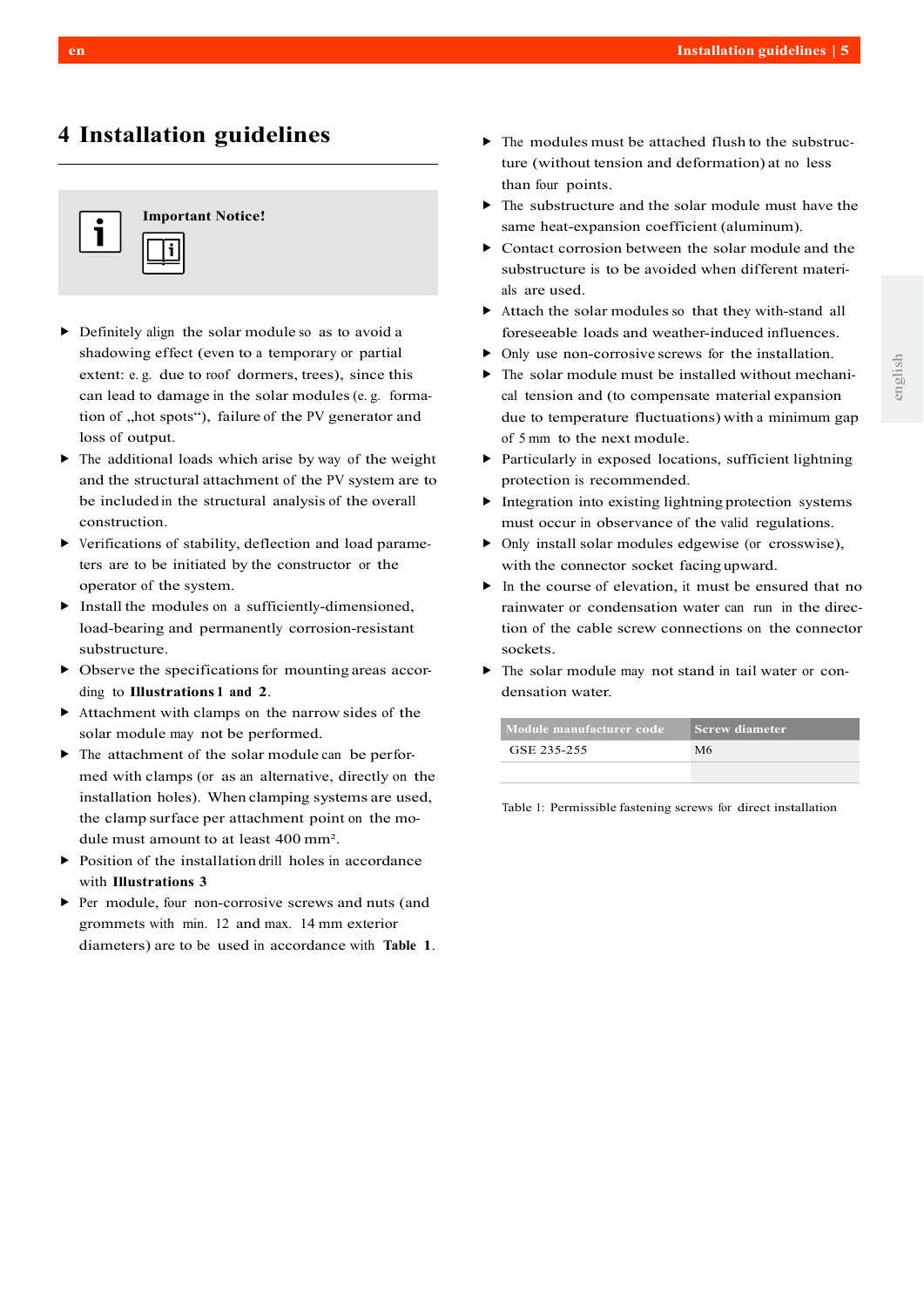# 4 Installation guidelines

**Important Notice!**

- Definitely align the solar module so as to avoid a shadowing effect (even to a temporary or partial extent: e. g. due to roof dormers, trees), since this can lead to damage in the solar modules (e. g. formation of „hot spots“), failure of the PV generator and loss of output.
- The additional loads which arise by way of the weight and the structural attachment of the PV system are to be included in the structural analysis of the overall construction.
- Verifications of stability, deflection and load parameters are to be initiated by the constructor or the operator of the system.
- Install the modules on a sufficiently-dimensioned, load-bearing and permanently corrosion-resistant substructure.
- Observe the specifications for mounting areas according to **Illustrations 1 and 2**.
- Attachment with clamps on the narrow sides of the solar module may not be performed.
- The attachment of the solar module can be performed with clamps (or as an alternative, directly on the installation holes). When clamping systems are used, the clamp surface per attachment point on the module must amount to at least 400 mm².
- Position of the installation drill holes in accordance with **Illustrations 3**
- Per module, four non-corrosive screws and nuts (and grommets with min. 12 and max. 14 mm exterior diameters) are to be used in accordance with **Table 1**.
- The modules must be attached flush to the substructure (without tension and deformation) at no less than four points.
- The substructure and the solar module must have the same heat-expansion coefficient (aluminum).
- Contact corrosion between the solar module and the substructure is to be avoided when different materials are used.
- Attach the solar modules so that they with-stand all foreseeable loads and weather-induced influences.
- Only use non-corrosive screws for the installation.
- The solar module must be installed without mechanical tension and (to compensate material expansion due to temperature fluctuations) with a minimum gap of 5 mm to the next module.
- Particularly in exposed locations, sufficient lightning protection is recommended.
- Integration into existing lightning protection systems must occur in observance of the valid regulations.
- Only install solar modules edgewise (or crosswise), with the connector socket facing upward.
- In the course of elevation, it must be ensured that no rainwater or condensation water can run in the direction of the cable screw connections on the connector sockets.
- The solar module may not stand in tail water or condensation water.

| Module manufacturer code | Screw diameter |
|---|---|
| GSE 235-255 | M6 |
| | |

Table 1: Permissible fastening screws for direct installation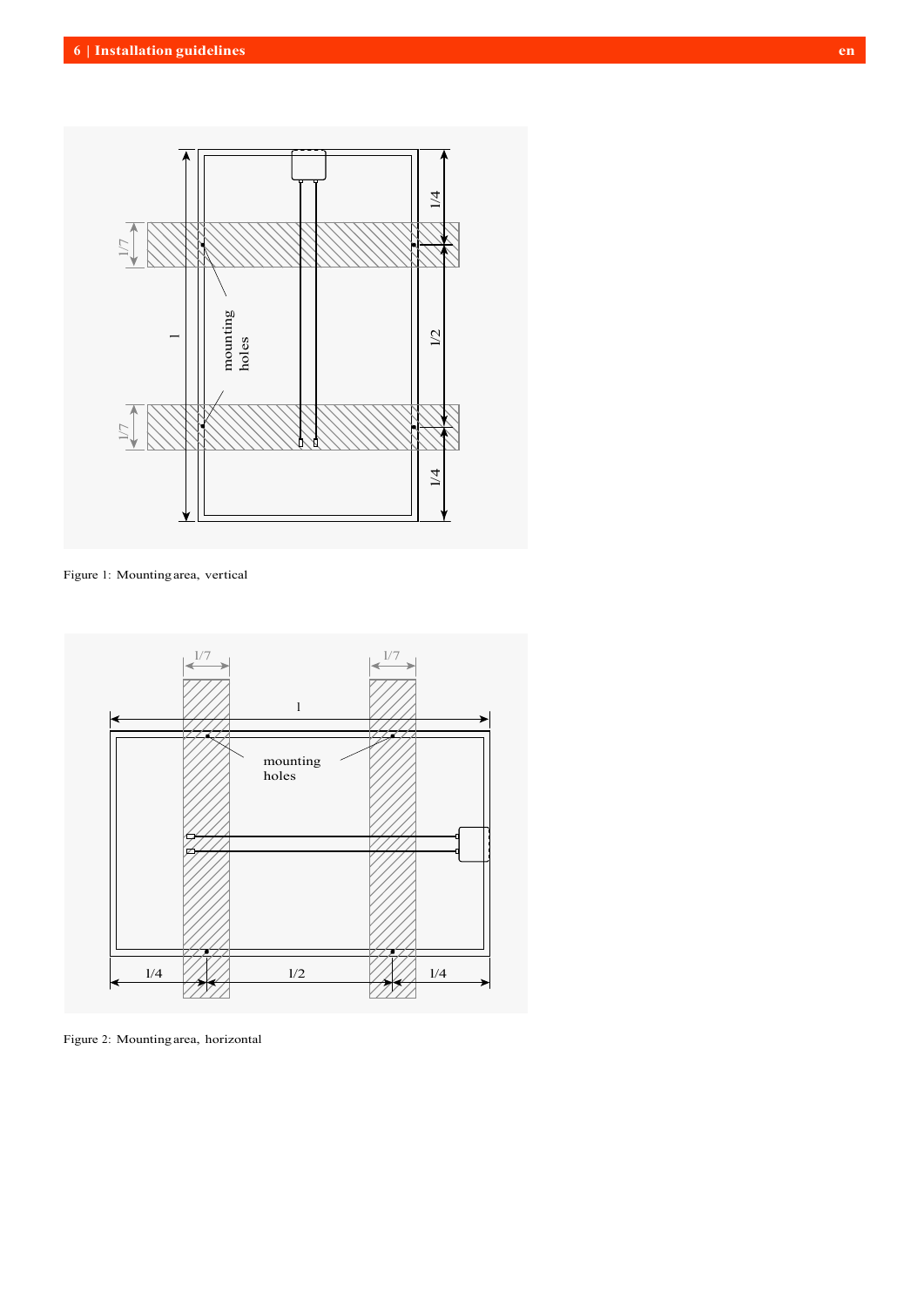Figure 1: Mounting area, vertical

Figure 2: Mounting area, horizontal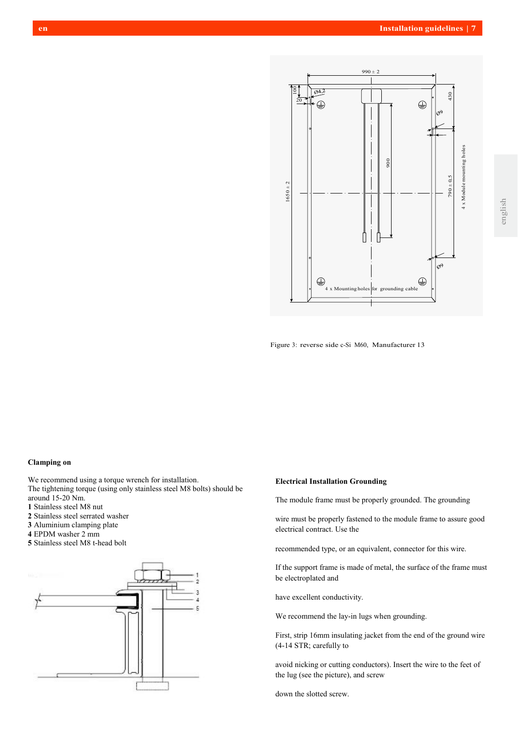Figure 3: reverse side c-Si M60, Manufacturer 13

**Clamping on**

We recommend using a torque wrench for installation.
The tightening torque (using only stainless steel M8 bolts) should be around 15-20 Nm.
**1** Stainless steel M8 nut
**2** Stainless steel serrated washer
**3** Aluminium clamping plate
**4** EPDM washer 2 mm
**5** Stainless steel M8 t-head bolt

**Electrical Installation Grounding**

The module frame must be properly grounded. The grounding

wire must be properly fastened to the module frame to assure good electrical contract. Use the

recommended type, or an equivalent, connector for this wire.

If the support frame is made of metal, the surface of the frame must be electroplated and

have excellent conductivity.

We recommend the lay-in lugs when grounding.

First, strip 16mm insulating jacket from the end of the ground wire (4-14 STR; carefully to

avoid nicking or cutting conductors). Insert the wire to the feet of the lug (see the picture), and screw

down the slotted screw.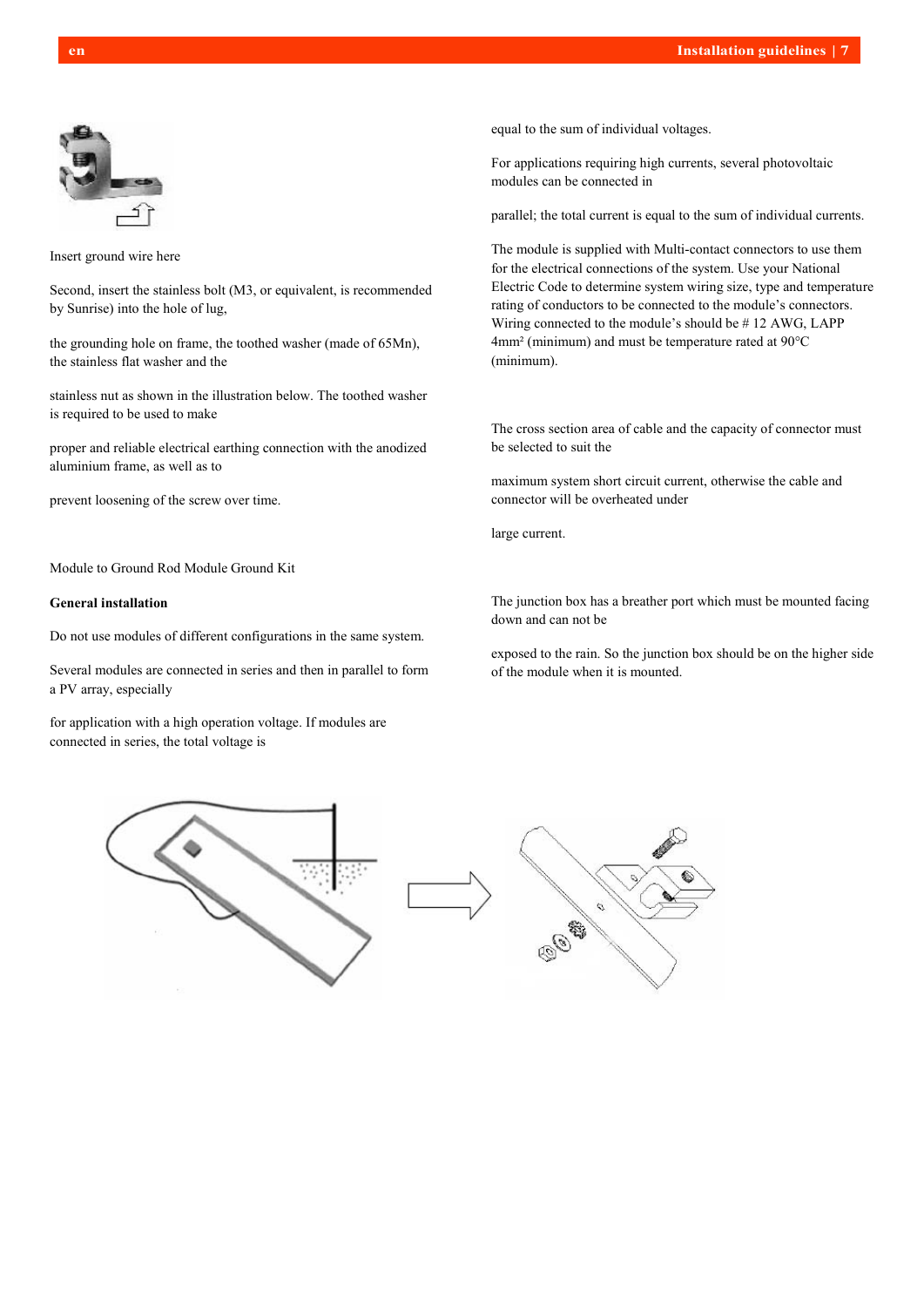Insert ground wire here

Second, insert the stainless bolt (M3, or equivalent, is recommended by Sunrise) into the hole of lug,

the grounding hole on frame, the toothed washer (made of 65Mn), the stainless flat washer and the

stainless nut as shown in the illustration below. The toothed washer is required to be used to make

proper and reliable electrical earthing connection with the anodized aluminium frame, as well as to

prevent loosening of the screw over time.

Module to Ground Rod Module Ground Kit

**General installation**

Do not use modules of different configurations in the same system.

Several modules are connected in series and then in parallel to form a PV array, especially

for application with a high operation voltage. If modules are connected in series, the total voltage is

equal to the sum of individual voltages.

For applications requiring high currents, several photovoltaic modules can be connected in

parallel; the total current is equal to the sum of individual currents.

The module is supplied with Multi-contact connectors to use them for the electrical connections of the system. Use your National Electric Code to determine system wiring size, type and temperature rating of conductors to be connected to the module's connectors. Wiring connected to the module's should be # 12 AWG, LAPP $4mm^2$ (minimum) and must be temperature rated at 90°C (minimum).

The cross section area of cable and the capacity of connector must be selected to suit the

maximum system short circuit current, otherwise the cable and connector will be overheated under

large current.

The junction box has a breather port which must be mounted facing down and can not be

exposed to the rain. So the junction box should be on the higher side of the module when it is mounted.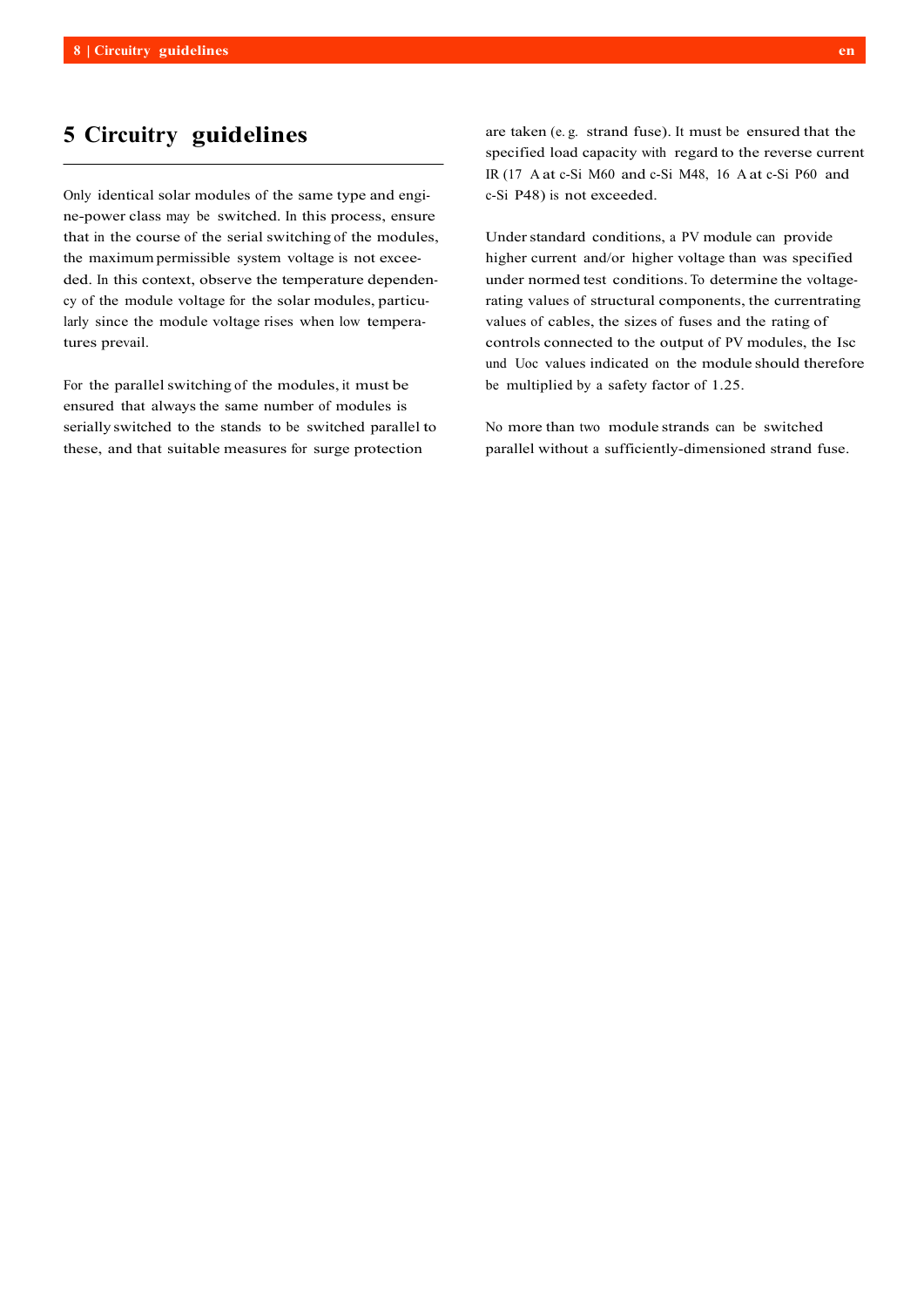# 5 Circuitry guidelines

Only identical solar modules of the same type and engine-power class may be switched. In this process, ensure that in the course of the serial switching of the modules, the maximum permissible system voltage is not exceeded. In this context, observe the temperature dependency of the module voltage for the solar modules, particularly since the module voltage rises when low temperatures prevail.

For the parallel switching of the modules, it must be ensured that always the same number of modules is serially switched to the stands to be switched parallel to these, and that suitable measures for surge protection are taken (e. g. strand fuse). It must be ensured that the specified load capacity with regard to the reverse current IR (17 A at c-Si M60 and c-Si M48, 16 A at c-Si P60 and c-Si P48) is not exceeded.

Under standard conditions, a PV module can provide higher current and/or higher voltage than was specified under normed test conditions. To determine the voltage-rating values of structural components, the currentrating values of cables, the sizes of fuses and the rating of controls connected to the output of PV modules, the Isc und Uoc values indicated on the module should therefore be multiplied by a safety factor of 1.25.

No more than two module strands can be switched parallel without a sufficiently-dimensioned strand fuse.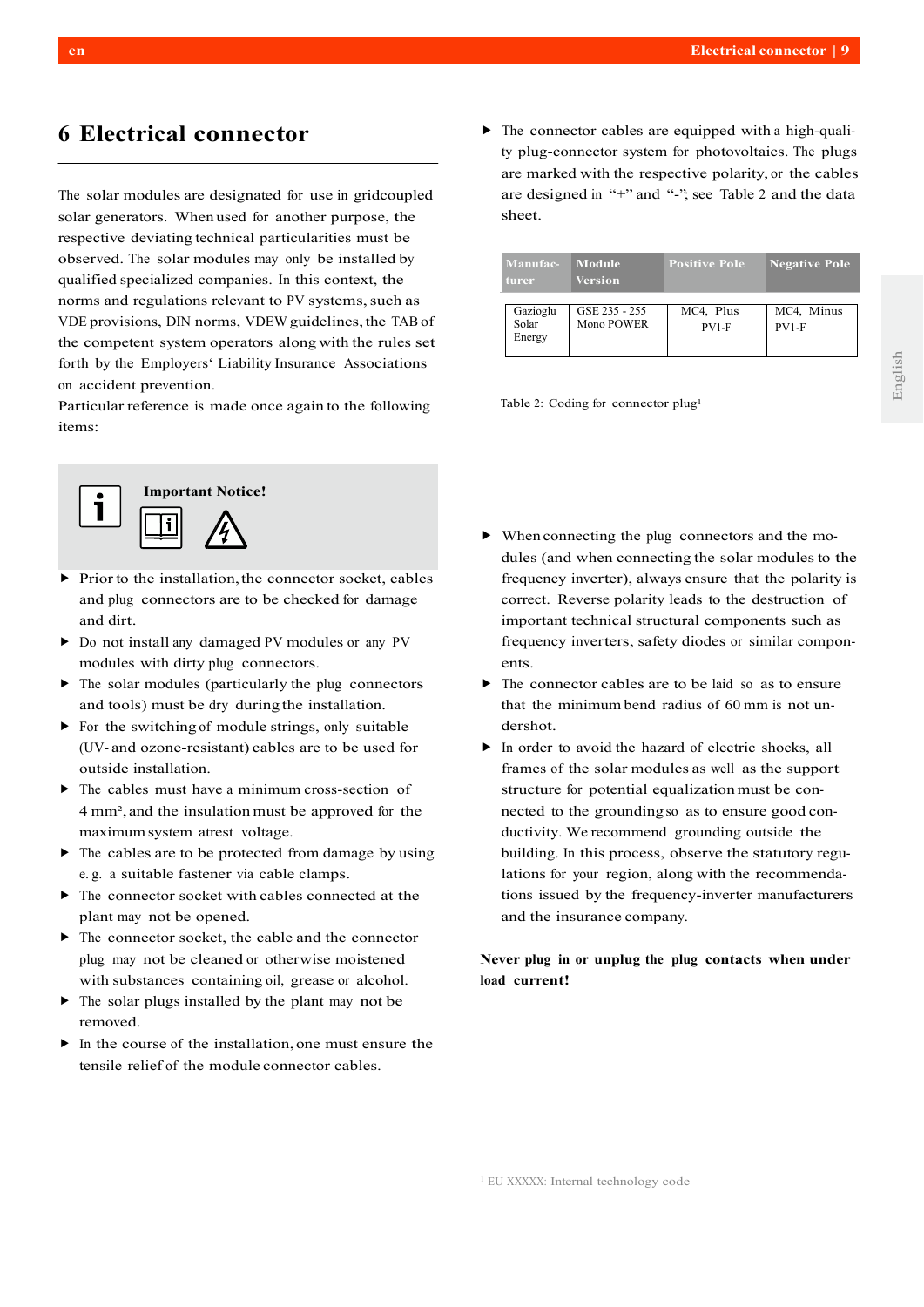# 6 Electrical connector

The solar modules are designated for use in gridcoupled solar generators. When used for another purpose, the respective deviating technical particularities must be observed. The solar modules may only be installed by qualified specialized companies. In this context, the norms and regulations relevant to PV systems, such as VDE provisions, DIN norms, VDEW guidelines, the TAB of the competent system operators along with the rules set forth by the Employers' Liability Insurance Associations on accident prevention.

Particular reference is made once again to the following items:

**Important Notice!**

- Prior to the installation, the connector socket, cables and plug connectors are to be checked for damage and dirt.
- Do not install any damaged PV modules or any PV modules with dirty plug connectors.
- The solar modules (particularly the plug connectors and tools) must be dry during the installation.
- For the switching of module strings, only suitable (UV- and ozone-resistant) cables are to be used for outside installation.
- The cables must have a minimum cross-section of 4 mm², and the insulation must be approved for the maximum system atrest voltage.
- The cables are to be protected from damage by using e. g. a suitable fastener via cable clamps.
- The connector socket with cables connected at the plant may not be opened.
- The connector socket, the cable and the connector plug may not be cleaned or otherwise moistened with substances containing oil, grease or alcohol.
- The solar plugs installed by the plant may not be removed.
- In the course of the installation, one must ensure the tensile relief of the module connector cables.
- The connector cables are equipped with a high-quality plug-connector system for photovoltaics. The plugs are marked with the respective polarity, or the cables are designed in "+" and "-"; see Table 2 and the data sheet.

| Manufacturer | Module Version | Positive Pole | Negative Pole |
|---|---|---|---|
| Gazioglu Solar Energy | GSE 235 - 255 Mono POWER | MC4, Plus PV1-F | MC4, Minus PV1-F |

Table 2: Coding for connector plug[1]

- When connecting the plug connectors and the modules (and when connecting the solar modules to the frequency inverter), always ensure that the polarity is correct. Reverse polarity leads to the destruction of important technical structural components such as frequency inverters, safety diodes or similar components.
- The connector cables are to be laid so as to ensure that the minimum bend radius of 60 mm is not undershot.
- In order to avoid the hazard of electric shocks, all frames of the solar modules as well as the support structure for potential equalization must be connected to the grounding so as to ensure good conductivity. We recommend grounding outside the building. In this process, observe the statutory regulations for your region, along with the recommendations issued by the frequency-inverter manufacturers and the insurance company.

**Never plug in or unplug the plug contacts when under load current!**

[1] EU XXXXX: Internal technology code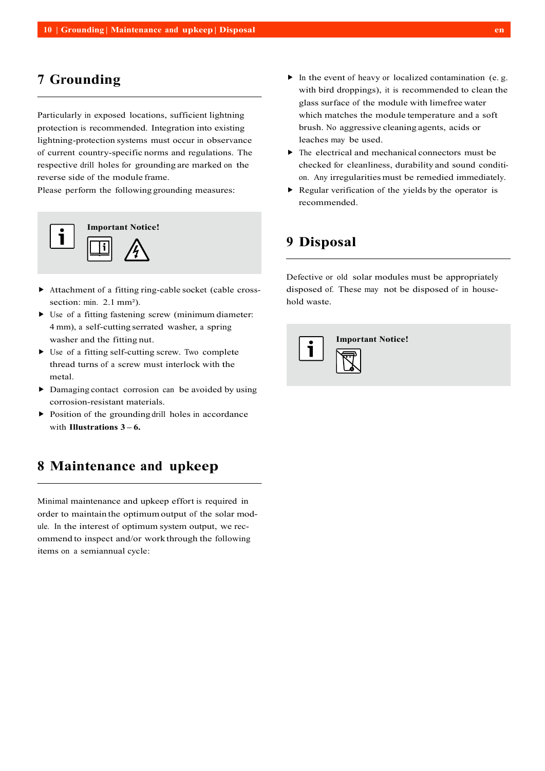# 7 Grounding

Particularly in exposed locations, sufficient lightning protection is recommended. Integration into existing lightning-protection systems must occur in observance of current country-specific norms and regulations. The respective drill holes for grounding are marked on the reverse side of the module frame.
Please perform the following grounding measures:

**Important Notice!**

- Attachment of a fitting ring-cable socket (cable cross-section: min. 2.1 mm²).
- Use of a fitting fastening screw (minimum diameter: 4 mm), a self-cutting serrated washer, a spring washer and the fitting nut.
- Use of a fitting self-cutting screw. Two complete thread turns of a screw must interlock with the metal.
- Damaging contact corrosion can be avoided by using corrosion-resistant materials.
- Position of the grounding drill holes in accordance with **Illustrations 3 – 6.**

# 8 Maintenance and upkeep

Minimal maintenance and upkeep effort is required in order to maintain the optimum output of the solar module. In the interest of optimum system output, we recommend to inspect and/or work through the following items on a semiannual cycle:

- In the event of heavy or localized contamination (e. g. with bird droppings), it is recommended to clean the glass surface of the module with limefree water which matches the module temperature and a soft brush. No aggressive cleaning agents, acids or leaches may be used.
- The electrical and mechanical connectors must be checked for cleanliness, durability and sound condition. Any irregularities must be remedied immediately.
- Regular verification of the yields by the operator is recommended.

# 9 Disposal

Defective or old solar modules must be appropriately disposed of. These may not be disposed of in household waste.

**Important Notice!**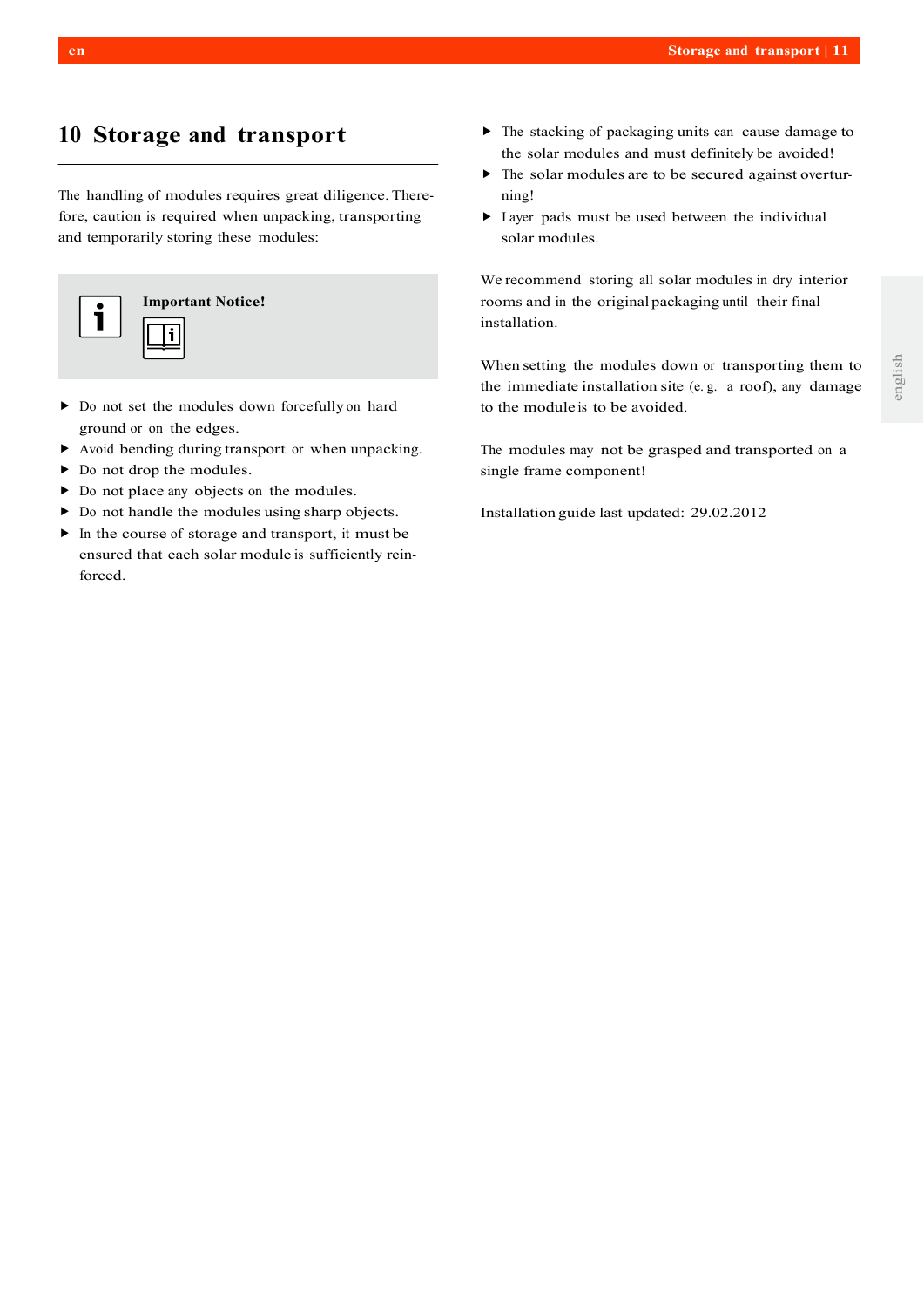# 10 Storage and transport

The handling of modules requires great diligence. Therefore, caution is required when unpacking, transporting and temporarily storing these modules:

**Important Notice!**

- Do not set the modules down forcefully on hard ground or on the edges.
- Avoid bending during transport or when unpacking.
- Do not drop the modules.
- Do not place any objects on the modules.
- Do not handle the modules using sharp objects.
- In the course of storage and transport, it must be ensured that each solar module is sufficiently reinforced.
- The stacking of packaging units can cause damage to the solar modules and must definitely be avoided!
- The solar modules are to be secured against overturning!
- Layer pads must be used between the individual solar modules.

We recommend storing all solar modules in dry interior rooms and in the original packaging until their final installation.

When setting the modules down or transporting them to the immediate installation site (e. g. a roof), any damage to the module is to be avoided.

The modules may not be grasped and transported on a single frame component!

Installation guide last updated: 29.02.2012